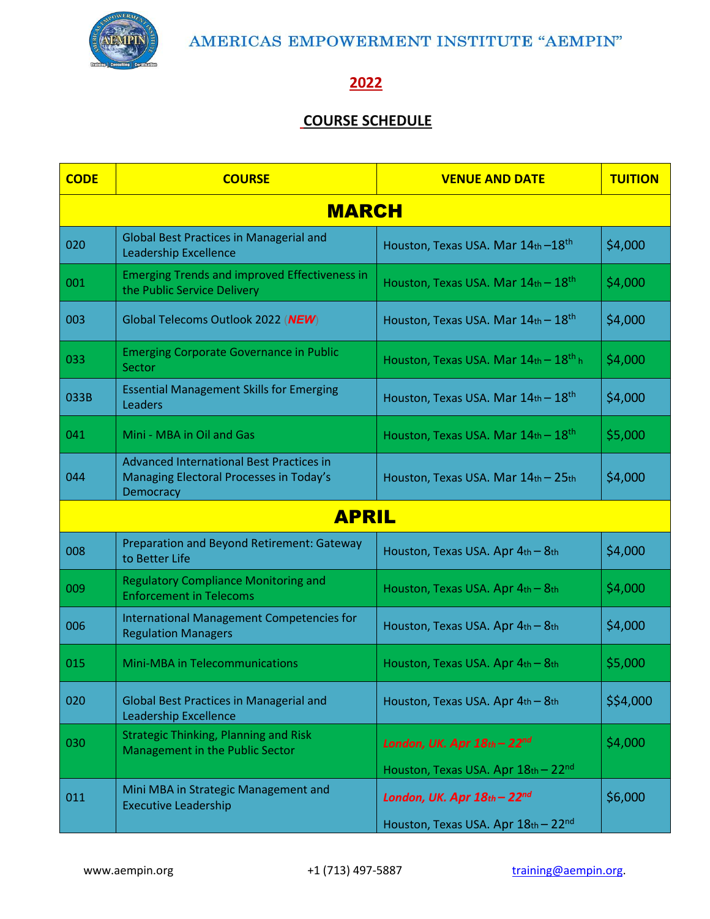# AMERICAS EMPOWERMENT INSTITUTE "AEMPIN"

## 2022

## COURSE SCHEDULE

| CODE | COURSE | VENUE AND DATE | TUITION |
|---|---|---|---|
| **MARCH** | | | |
| 020 | Global Best Practices in Managerial and Leadership Excellence | Houston, Texas USA. Mar 14th –18th | $4,000 |
| 001 | Emerging Trends and improved Effectiveness in the Public Service Delivery | Houston, Texas USA. Mar 14th – 18th | $4,000 |
| 003 | Global Telecoms Outlook 2022 (***NEW***) | Houston, Texas USA. Mar 14th – 18th | $4,000 |
| 033 | Emerging Corporate Governance in Public Sector | Houston, Texas USA. Mar 14th – 18th h | $4,000 |
| 033B | Essential Management Skills for Emerging Leaders | Houston, Texas USA. Mar 14th – 18th | $4,000 |
| 041 | Mini - MBA in Oil and Gas | Houston, Texas USA. Mar 14th – 18th | $5,000 |
| 044 | Advanced International Best Practices in Managing Electoral Processes in Today's Democracy | Houston, Texas USA. Mar 14th – 25th | $4,000 |
| **APRIL** | | | |
| 008 | Preparation and Beyond Retirement: Gateway to Better Life | Houston, Texas USA. Apr 4th – 8th | $4,000 |
| 009 | Regulatory Compliance Monitoring and Enforcement in Telecoms | Houston, Texas USA. Apr 4th – 8th | $4,000 |
| 006 | International Management Competencies for Regulation Managers | Houston, Texas USA. Apr 4th – 8th | $4,000 |
| 015 | Mini-MBA in Telecommunications | Houston, Texas USA. Apr 4th – 8th | $5,000 |
| 020 | Global Best Practices in Managerial and Leadership Excellence | Houston, Texas USA. Apr 4th – 8th | $$4,000 |
| 030 | Strategic Thinking, Planning and Risk Management in the Public Sector | ***London, UK. Apr 18th – 22nd*** <br> Houston, Texas USA. Apr 18th – 22nd | $4,000 |
| 011 | Mini MBA in Strategic Management and Executive Leadership | ***London, UK. Apr 18th – 22nd*** <br> Houston, Texas USA. Apr 18th – 22nd | $6,000 |

www.aempin.org +1 (713) 497-5887 training@aempin.org.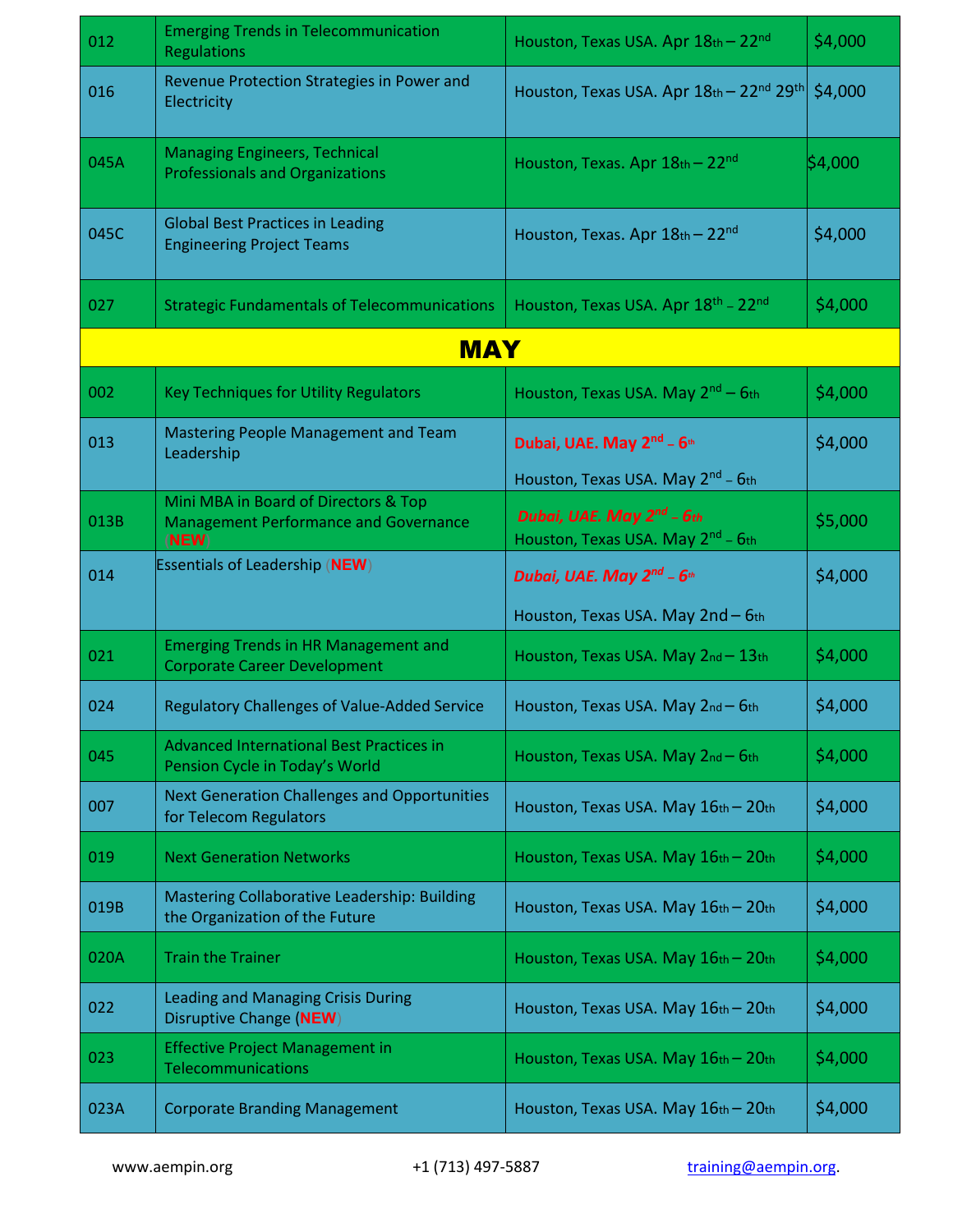| | | | |
|---|---|---|---|
| 012 | Emerging Trends in Telecommunication Regulations | Houston, Texas USA. Apr 18th – 22nd | $4,000 |
| 016 | Revenue Protection Strategies in Power and Electricity | Houston, Texas USA. Apr 18th – 22nd 29th | $4,000 |
| 045A | Managing Engineers, Technical Professionals and Organizations | Houston, Texas. Apr 18th – 22nd | $4,000 |
| 045C | Global Best Practices in Leading Engineering Project Teams | Houston, Texas. Apr 18th – 22nd | $4,000 |
| 027 | Strategic Fundamentals of Telecommunications | Houston, Texas USA. Apr 18th – 22nd | $4,000 |
| **MAY** | | | |
| 002 | Key Techniques for Utility Regulators | Houston, Texas USA. May 2nd – 6th | $4,000 |
| 013 | Mastering People Management and Team Leadership | **Dubai, UAE. May 2nd – 6th**<br>Houston, Texas USA. May 2nd – 6th | $4,000 |
| 013B | Mini MBA in Board of Directors & Top Management Performance and Governance (**NEW**) | ***Dubai, UAE. May 2nd – 6th***<br>Houston, Texas USA. May 2nd – 6th | $5,000 |
| 014 | Essentials of Leadership (**NEW**) | ***Dubai, UAE. May 2nd – 6th***<br>Houston, Texas USA. May 2nd – 6th | $4,000 |
| 021 | Emerging Trends in HR Management and Corporate Career Development | Houston, Texas USA. May 2nd – 13th | $4,000 |
| 024 | Regulatory Challenges of Value-Added Service | Houston, Texas USA. May 2nd – 6th | $4,000 |
| 045 | Advanced International Best Practices in Pension Cycle in Today's World | Houston, Texas USA. May 2nd – 6th | $4,000 |
| 007 | Next Generation Challenges and Opportunities for Telecom Regulators | Houston, Texas USA. May 16th – 20th | $4,000 |
| 019 | Next Generation Networks | Houston, Texas USA. May 16th – 20th | $4,000 |
| 019B | Mastering Collaborative Leadership: Building the Organization of the Future | Houston, Texas USA. May 16th – 20th | $4,000 |
| 020A | Train the Trainer | Houston, Texas USA. May 16th – 20th | $4,000 |
| 022 | Leading and Managing Crisis During Disruptive Change (**NEW**) | Houston, Texas USA. May 16th – 20th | $4,000 |
| 023 | Effective Project Management in Telecommunications | Houston, Texas USA. May 16th – 20th | $4,000 |
| 023A | Corporate Branding Management | Houston, Texas USA. May 16th – 20th | $4,000 |

www.aempin.org +1 (713) 497-5887 training@aempin.org.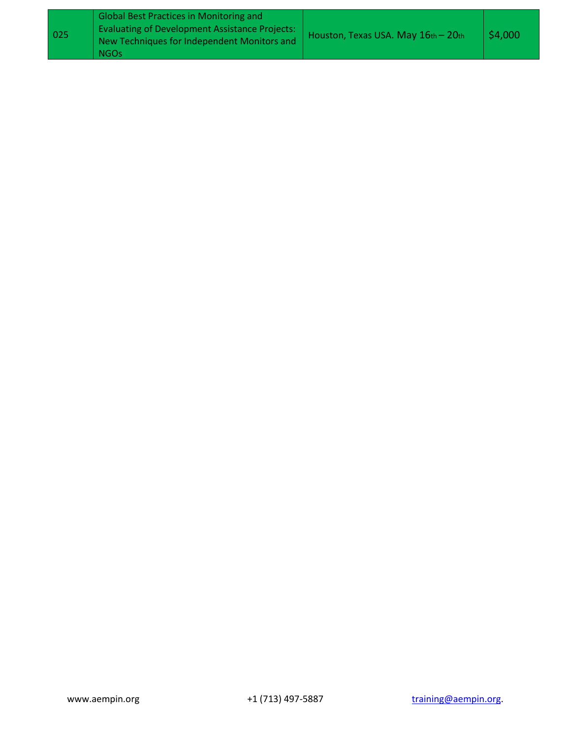| 025 | Global Best Practices in Monitoring and Evaluating of Development Assistance Projects: New Techniques for Independent Monitors and NGOs | Houston, Texas USA. May 16th – 20th | $4,000 |
|---|---|---|---|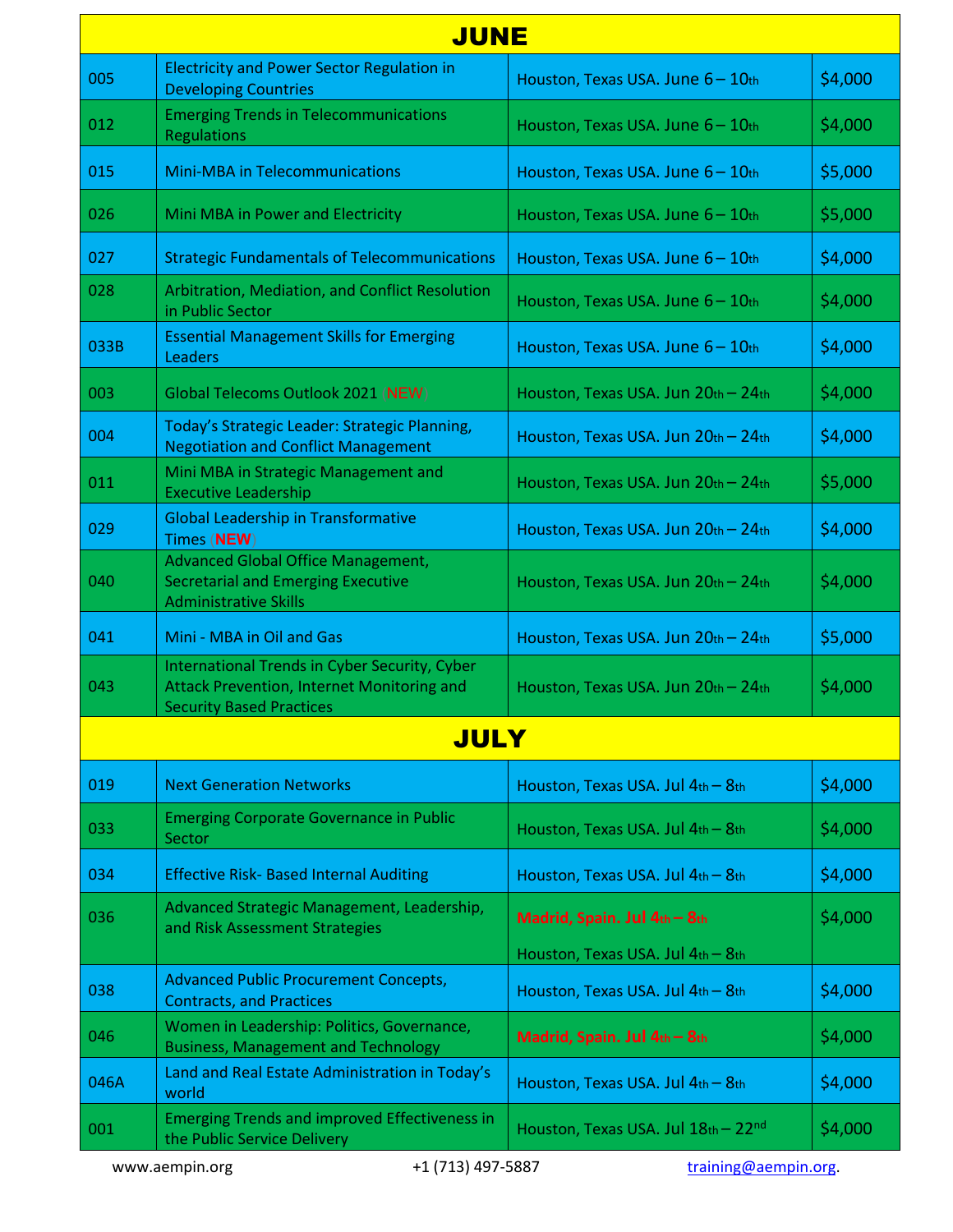## JUNE

| | | | |
|---|---|---|---|
| 005 | Electricity and Power Sector Regulation in Developing Countries | Houston, Texas USA. June 6 – 10th | $4,000 |
| 012 | Emerging Trends in Telecommunications Regulations | Houston, Texas USA. June 6 – 10th | $4,000 |
| 015 | Mini-MBA in Telecommunications | Houston, Texas USA. June 6 – 10th | $5,000 |
| 026 | Mini MBA in Power and Electricity | Houston, Texas USA. June 6 – 10th | $5,000 |
| 027 | Strategic Fundamentals of Telecommunications | Houston, Texas USA. June 6 – 10th | $4,000 |
| 028 | Arbitration, Mediation, and Conflict Resolution in Public Sector | Houston, Texas USA. June 6 – 10th | $4,000 |
| 033B | Essential Management Skills for Emerging Leaders | Houston, Texas USA. June 6 – 10th | $4,000 |
| 003 | Global Telecoms Outlook 2021 (NEW) | Houston, Texas USA. Jun 20th – 24th | $4,000 |
| 004 | Today's Strategic Leader: Strategic Planning, Negotiation and Conflict Management | Houston, Texas USA. Jun 20th – 24th | $4,000 |
| 011 | Mini MBA in Strategic Management and Executive Leadership | Houston, Texas USA. Jun 20th – 24th | $5,000 |
| 029 | Global Leadership in Transformative Times (**NEW**) | Houston, Texas USA. Jun 20th – 24th | $4,000 |
| 040 | Advanced Global Office Management, Secretarial and Emerging Executive Administrative Skills | Houston, Texas USA. Jun 20th – 24th | $4,000 |
| 041 | Mini - MBA in Oil and Gas | Houston, Texas USA. Jun 20th – 24th | $5,000 |
| 043 | International Trends in Cyber Security, Cyber Attack Prevention, Internet Monitoring and Security Based Practices | Houston, Texas USA. Jun 20th – 24th | $4,000 |

## JULY

| | | | |
|---|---|---|---|
| 019 | Next Generation Networks | Houston, Texas USA. Jul 4th – 8th | $4,000 |
| 033 | Emerging Corporate Governance in Public Sector | Houston, Texas USA. Jul 4th – 8th | $4,000 |
| 034 | Effective Risk- Based Internal Auditing | Houston, Texas USA. Jul 4th – 8th | $4,000 |
| 036 | Advanced Strategic Management, Leadership, and Risk Assessment Strategies | **Madrid, Spain. Jul 4th – 8th**<br>Houston, Texas USA. Jul 4th – 8th | $4,000 |
| 038 | Advanced Public Procurement Concepts, Contracts, and Practices | Houston, Texas USA. Jul 4th – 8th | $4,000 |
| 046 | Women in Leadership: Politics, Governance, Business, Management and Technology | **Madrid, Spain. Jul 4th – 8th** | $4,000 |
| 046A | Land and Real Estate Administration in Today's world | Houston, Texas USA. Jul 4th – 8th | $4,000 |
| 001 | Emerging Trends and improved Effectiveness in the Public Service Delivery | Houston, Texas USA. Jul 18th – 22nd | $4,000 |

www.aempin.org +1 (713) 497-5887 training@aempin.org.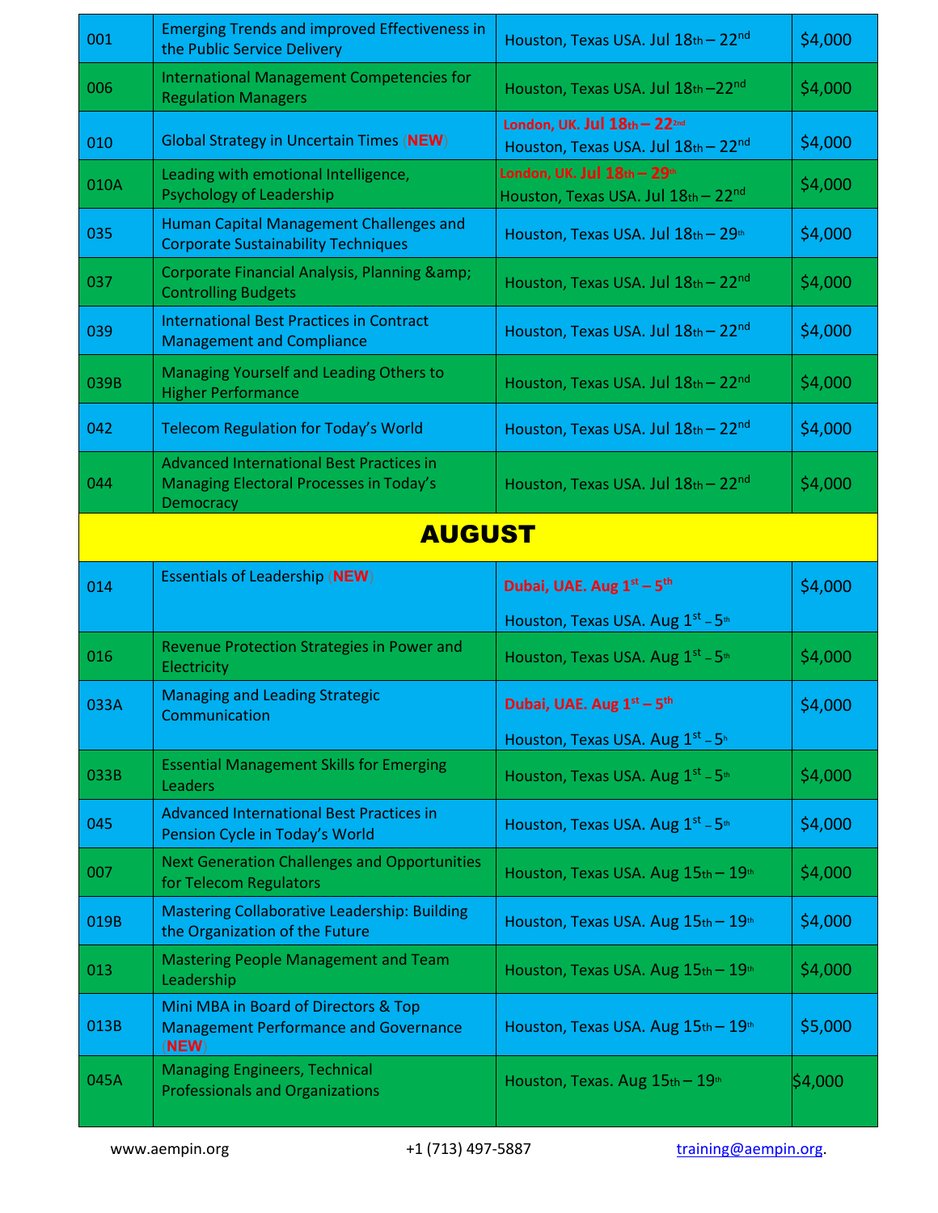| 001 | Emerging Trends and improved Effectiveness in the Public Service Delivery | Houston, Texas USA. Jul 18th – 22nd | $4,000 |
|---|---|---|---|
| 006 | International Management Competencies for Regulation Managers | Houston, Texas USA. Jul 18th –22nd | $4,000 |
| 010 | Global Strategy in Uncertain Times (**NEW**) | **London, UK. Jul 18th – 22nd**<br>Houston, Texas USA. Jul 18th – 22nd | $4,000 |
| 010A | Leading with emotional Intelligence, Psychology of Leadership | **London, UK. Jul 18th – 29th**<br>Houston, Texas USA. Jul 18th – 22nd | $4,000 |
| 035 | Human Capital Management Challenges and Corporate Sustainability Techniques | Houston, Texas USA. Jul 18th – 29th | $4,000 |
| 037 | Corporate Financial Analysis, Planning &amp; Controlling Budgets | Houston, Texas USA. Jul 18th – 22nd | $4,000 |
| 039 | International Best Practices in Contract Management and Compliance | Houston, Texas USA. Jul 18th – 22nd | $4,000 |
| 039B | Managing Yourself and Leading Others to Higher Performance | Houston, Texas USA. Jul 18th – 22nd | $4,000 |
| 042 | Telecom Regulation for Today's World | Houston, Texas USA. Jul 18th – 22nd | $4,000 |
| 044 | Advanced International Best Practices in Managing Electoral Processes in Today's Democracy | Houston, Texas USA. Jul 18th – 22nd | $4,000 |
| | **AUGUST** | | |
| 014 | Essentials of Leadership (**NEW**) | **Dubai, UAE. Aug 1st – 5th**<br>Houston, Texas USA. Aug 1st – 5th | $4,000 |
| 016 | Revenue Protection Strategies in Power and Electricity | Houston, Texas USA. Aug 1st – 5th | $4,000 |
| 033A | Managing and Leading Strategic Communication | **Dubai, UAE. Aug 1st – 5th**<br>Houston, Texas USA. Aug 1st – 5th | $4,000 |
| 033B | Essential Management Skills for Emerging Leaders | Houston, Texas USA. Aug 1st – 5th | $4,000 |
| 045 | Advanced International Best Practices in Pension Cycle in Today's World | Houston, Texas USA. Aug 1st – 5th | $4,000 |
| 007 | Next Generation Challenges and Opportunities for Telecom Regulators | Houston, Texas USA. Aug 15th – 19th | $4,000 |
| 019B | Mastering Collaborative Leadership: Building the Organization of the Future | Houston, Texas USA. Aug 15th – 19th | $4,000 |
| 013 | Mastering People Management and Team Leadership | Houston, Texas USA. Aug 15th – 19th | $4,000 |
| 013B | Mini MBA in Board of Directors & Top Management Performance and Governance (**NEW**) | Houston, Texas USA. Aug 15th – 19th | $5,000 |
| 045A | Managing Engineers, Technical Professionals and Organizations | Houston, Texas. Aug 15th – 19th | $4,000 |

www.aempin.org   +1 (713) 497-5887   training@aempin.org.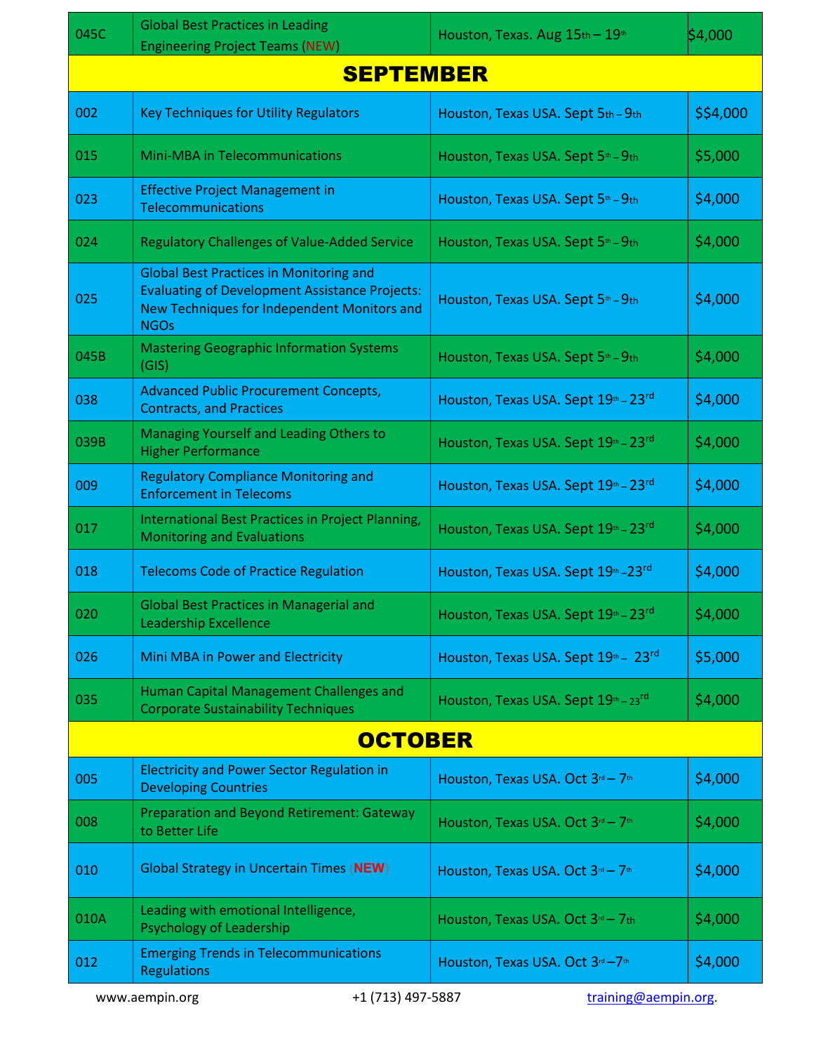| | | | |
|---|---|---|---|
| 045C | Global Best Practices in Leading Engineering Project Teams (NEW) | Houston, Texas. Aug 15th – 19th | $4,000 |
| **SEPTEMBER** | | | |
| 002 | Key Techniques for Utility Regulators | Houston, Texas USA. Sept 5th – 9th | $$4,000 |
| 015 | Mini-MBA in Telecommunications | Houston, Texas USA. Sept 5th – 9th | $5,000 |
| 023 | Effective Project Management in Telecommunications | Houston, Texas USA. Sept 5th – 9th | $4,000 |
| 024 | Regulatory Challenges of Value-Added Service | Houston, Texas USA. Sept 5th – 9th | $4,000 |
| 025 | Global Best Practices in Monitoring and Evaluating of Development Assistance Projects: New Techniques for Independent Monitors and NGOs | Houston, Texas USA. Sept 5th – 9th | $4,000 |
| 045B | Mastering Geographic Information Systems (GIS) | Houston, Texas USA. Sept 5th – 9th | $4,000 |
| 038 | Advanced Public Procurement Concepts, Contracts, and Practices | Houston, Texas USA. Sept 19th – 23rd | $4,000 |
| 039B | Managing Yourself and Leading Others to Higher Performance | Houston, Texas USA. Sept 19th – 23rd | $4,000 |
| 009 | Regulatory Compliance Monitoring and Enforcement in Telecoms | Houston, Texas USA. Sept 19th – 23rd | $4,000 |
| 017 | International Best Practices in Project Planning, Monitoring and Evaluations | Houston, Texas USA. Sept 19th – 23rd | $4,000 |
| 018 | Telecoms Code of Practice Regulation | Houston, Texas USA. Sept 19th –23rd | $4,000 |
| 020 | Global Best Practices in Managerial and Leadership Excellence | Houston, Texas USA. Sept 19th – 23rd | $4,000 |
| 026 | Mini MBA in Power and Electricity | Houston, Texas USA. Sept 19th – 23rd | $5,000 |
| 035 | Human Capital Management Challenges and Corporate Sustainability Techniques | Houston, Texas USA. Sept 19th – 23rd | $4,000 |
| **OCTOBER** | | | |
| 005 | Electricity and Power Sector Regulation in Developing Countries | Houston, Texas USA. Oct 3rd – 7th | $4,000 |
| 008 | Preparation and Beyond Retirement: Gateway to Better Life | Houston, Texas USA. Oct 3rd – 7th | $4,000 |
| 010 | Global Strategy in Uncertain Times (NEW) | Houston, Texas USA. Oct 3rd – 7th | $4,000 |
| 010A | Leading with emotional Intelligence, Psychology of Leadership | Houston, Texas USA. Oct 3rd – 7th | $4,000 |
| 012 | Emerging Trends in Telecommunications Regulations | Houston, Texas USA. Oct 3rd –7th | $4,000 |

www.aempin.org +1 (713) 497-5887 training@aempin.org.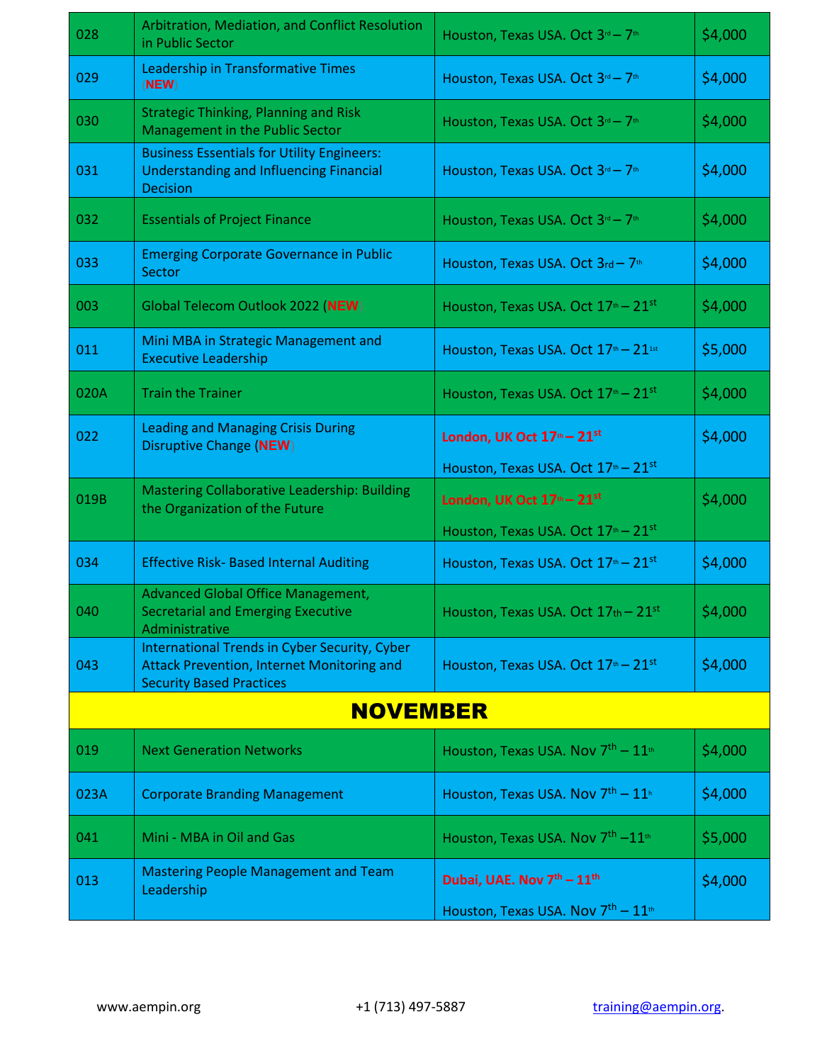| | | | |
|---|---|---|---|
| 028 | Arbitration, Mediation, and Conflict Resolution in Public Sector | Houston, Texas USA. Oct 3rd – 7th | $4,000 |
| 029 | Leadership in Transformative Times (NEW) | Houston, Texas USA. Oct 3rd – 7th | $4,000 |
| 030 | Strategic Thinking, Planning and Risk Management in the Public Sector | Houston, Texas USA. Oct 3rd – 7th | $4,000 |
| 031 | Business Essentials for Utility Engineers: Understanding and Influencing Financial Decision | Houston, Texas USA. Oct 3rd – 7th | $4,000 |
| 032 | Essentials of Project Finance | Houston, Texas USA. Oct 3rd – 7th | $4,000 |
| 033 | Emerging Corporate Governance in Public Sector | Houston, Texas USA. Oct 3rd – 7th | $4,000 |
| 003 | Global Telecom Outlook 2022 (NEW) | Houston, Texas USA. Oct 17th – 21st | $4,000 |
| 011 | Mini MBA in Strategic Management and Executive Leadership | Houston, Texas USA. Oct 17th – 21st | $5,000 |
| 020A | Train the Trainer | Houston, Texas USA. Oct 17th – 21st | $4,000 |
| 022 | Leading and Managing Crisis During Disruptive Change (NEW) | **London, UK Oct 17th – 21st**<br>Houston, Texas USA. Oct 17th – 21st | $4,000 |
| 019B | Mastering Collaborative Leadership: Building the Organization of the Future | **London, UK Oct 17th – 21st**<br>Houston, Texas USA. Oct 17th – 21st | $4,000 |
| 034 | Effective Risk- Based Internal Auditing | Houston, Texas USA. Oct 17th – 21st | $4,000 |
| 040 | Advanced Global Office Management, Secretarial and Emerging Executive Administrative | Houston, Texas USA. Oct 17th – 21st | $4,000 |
| 043 | International Trends in Cyber Security, Cyber Attack Prevention, Internet Monitoring and Security Based Practices | Houston, Texas USA. Oct 17th – 21st | $4,000 |
| **NOVEMBER** | | | |
| 019 | Next Generation Networks | Houston, Texas USA. Nov 7th – 11th | $4,000 |
| 023A | Corporate Branding Management | Houston, Texas USA. Nov 7th – 11th | $4,000 |
| 041 | Mini - MBA in Oil and Gas | Houston, Texas USA. Nov 7th –11th | $5,000 |
| 013 | Mastering People Management and Team Leadership | **Dubai, UAE. Nov 7th – 11th**<br>Houston, Texas USA. Nov 7th – 11th | $4,000 |

www.aempin.org &nbsp;&nbsp; +1 (713) 497-5887 &nbsp;&nbsp; training@aempin.org.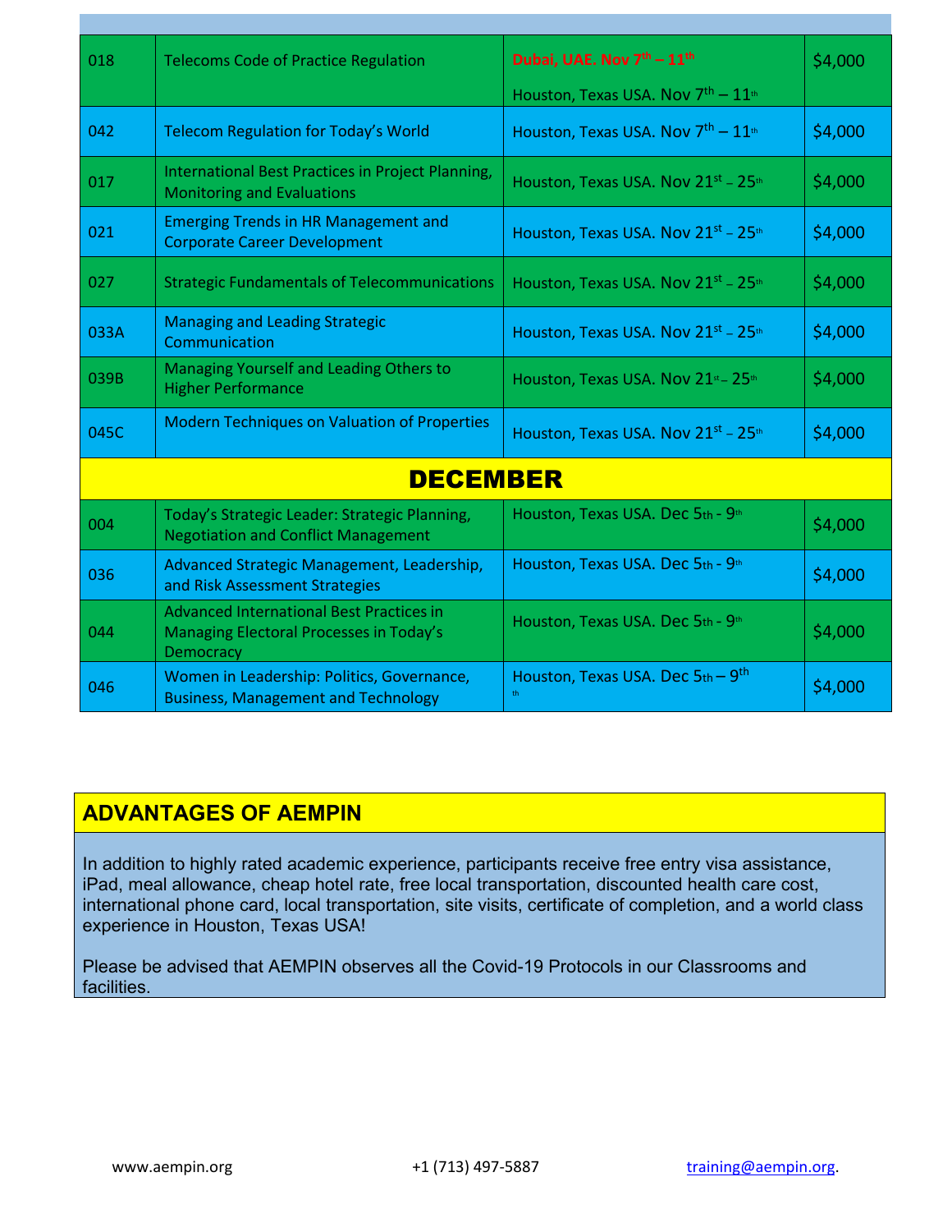| | | | |
|---|---|---|---|
| 018 | Telecoms Code of Practice Regulation | Dubai, UAE. Nov 7th – 11th<br>Houston, Texas USA. Nov 7th – 11th | $4,000 |
| 042 | Telecom Regulation for Today's World | Houston, Texas USA. Nov 7th – 11th | $4,000 |
| 017 | International Best Practices in Project Planning, Monitoring and Evaluations | Houston, Texas USA. Nov 21st – 25th | $4,000 |
| 021 | Emerging Trends in HR Management and Corporate Career Development | Houston, Texas USA. Nov 21st – 25th | $4,000 |
| 027 | Strategic Fundamentals of Telecommunications | Houston, Texas USA. Nov 21st – 25th | $4,000 |
| 033A | Managing and Leading Strategic Communication | Houston, Texas USA. Nov 21st – 25th | $4,000 |
| 039B | Managing Yourself and Leading Others to Higher Performance | Houston, Texas USA. Nov 21st – 25th | $4,000 |
| 045C | Modern Techniques on Valuation of Properties | Houston, Texas USA. Nov 21st – 25th | $4,000 |
| **DECEMBER** | | | |
| 004 | Today's Strategic Leader: Strategic Planning, Negotiation and Conflict Management | Houston, Texas USA. Dec 5th - 9th | $4,000 |
| 036 | Advanced Strategic Management, Leadership, and Risk Assessment Strategies | Houston, Texas USA. Dec 5th - 9th | $4,000 |
| 044 | Advanced International Best Practices in Managing Electoral Processes in Today's Democracy | Houston, Texas USA. Dec 5th - 9th | $4,000 |
| 046 | Women in Leadership: Politics, Governance, Business, Management and Technology | Houston, Texas USA. Dec 5th – 9th | $4,000 |

## ADVANTAGES OF AEMPIN

In addition to highly rated academic experience, participants receive free entry visa assistance, iPad, meal allowance, cheap hotel rate, free local transportation, discounted health care cost, international phone card, local transportation, site visits, certificate of completion, and a world class experience in Houston, Texas USA!

Please be advised that AEMPIN observes all the Covid-19 Protocols in our Classrooms and facilities.

www.aempin.org +1 (713) 497-5887 training@aempin.org.